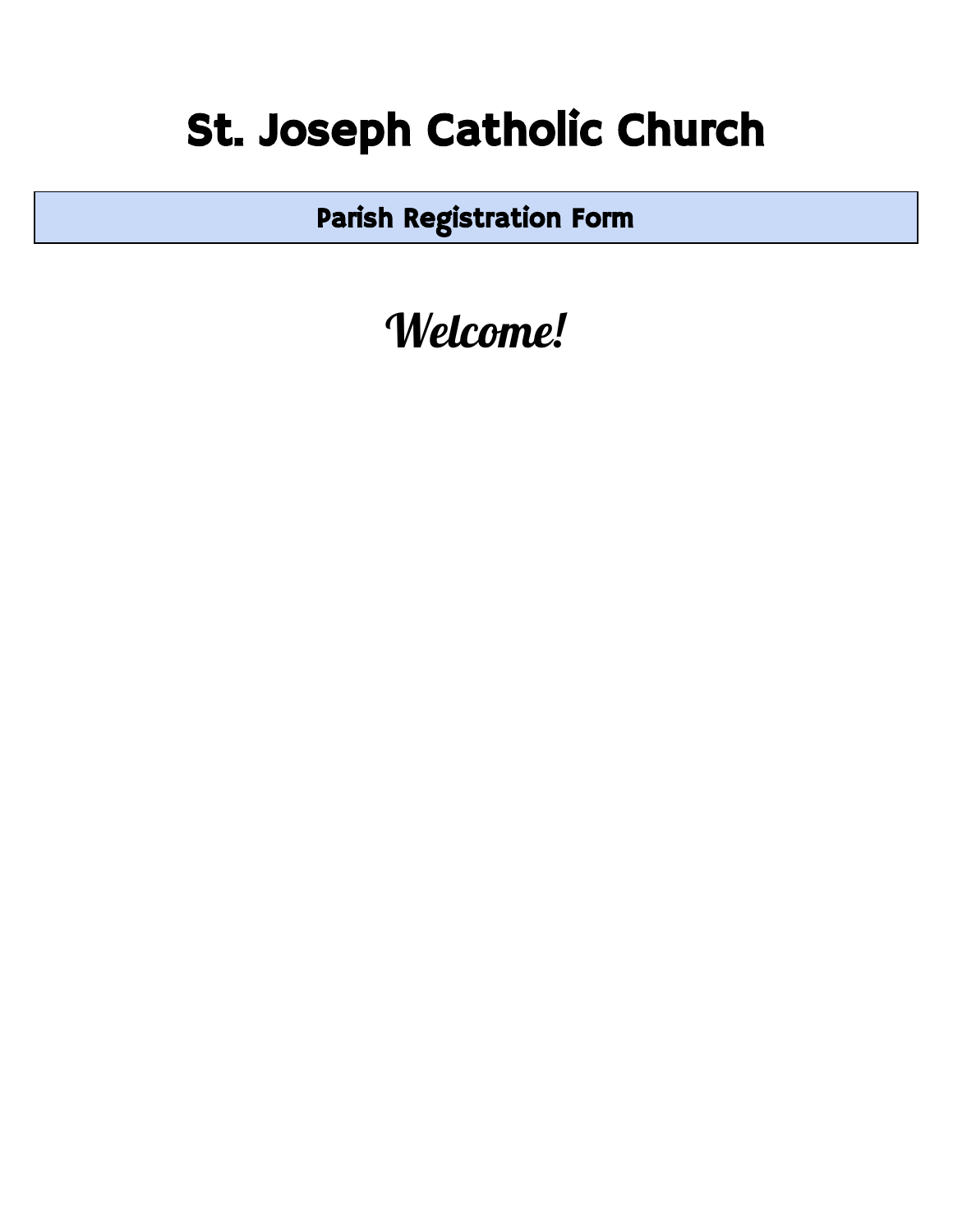# St. Joseph Catholic Church

## Parish Registration Form

*Welcome!*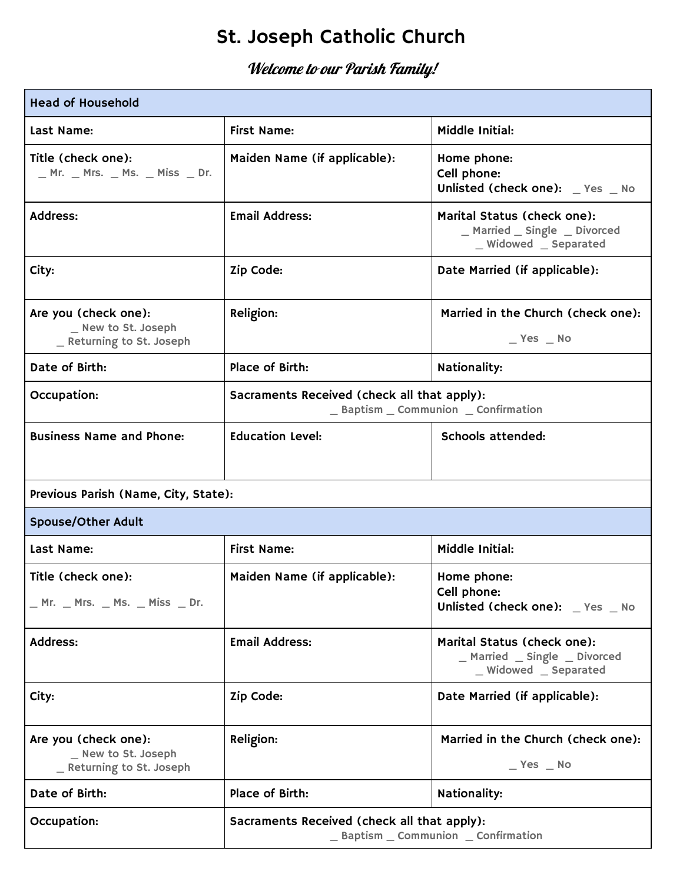# St. Joseph Catholic Church

*Welcome to our Parish Family!*

| Head of Household | | |
|---|---|---|
| Last Name: | First Name: | Middle Initial: |
| Title (check one): _ Mr. _ Mrs. _ Ms. _ Miss _ Dr. | Maiden Name (if applicable): | Home phone: Cell phone: Unlisted (check one): _ Yes _ No |
| Address: | Email Address: | Marital Status (check one): _ Married _ Single _ Divorced _ Widowed _ Separated |
| City: | Zip Code: | Date Married (if applicable): |
| Are you (check one): _ New to St. Joseph _ Returning to St. Joseph | Religion: | Married in the Church (check one): _ Yes _ No |
| Date of Birth: | Place of Birth: | Nationality: |
| Occupation: | Sacraments Received (check all that apply): _ Baptism _ Communion _ Confirmation | |
| Business Name and Phone: | Education Level: | Schools attended: |
| Previous Parish (Name, City, State): | | |
| **Spouse/Other Adult** | | |
| Last Name: | First Name: | Middle Initial: |
| Title (check one): _ Mr. _ Mrs. _ Ms. _ Miss _ Dr. | Maiden Name (if applicable): | Home phone: Cell phone: Unlisted (check one): _ Yes _ No |
| Address: | Email Address: | Marital Status (check one): _ Married _ Single _ Divorced _ Widowed _ Separated |
| City: | Zip Code: | Date Married (if applicable): |
| Are you (check one): _ New to St. Joseph _ Returning to St. Joseph | Religion: | Married in the Church (check one): _ Yes _ No |
| Date of Birth: | Place of Birth: | Nationality: |
| Occupation: | Sacraments Received (check all that apply): _ Baptism _ Communion _ Confirmation | |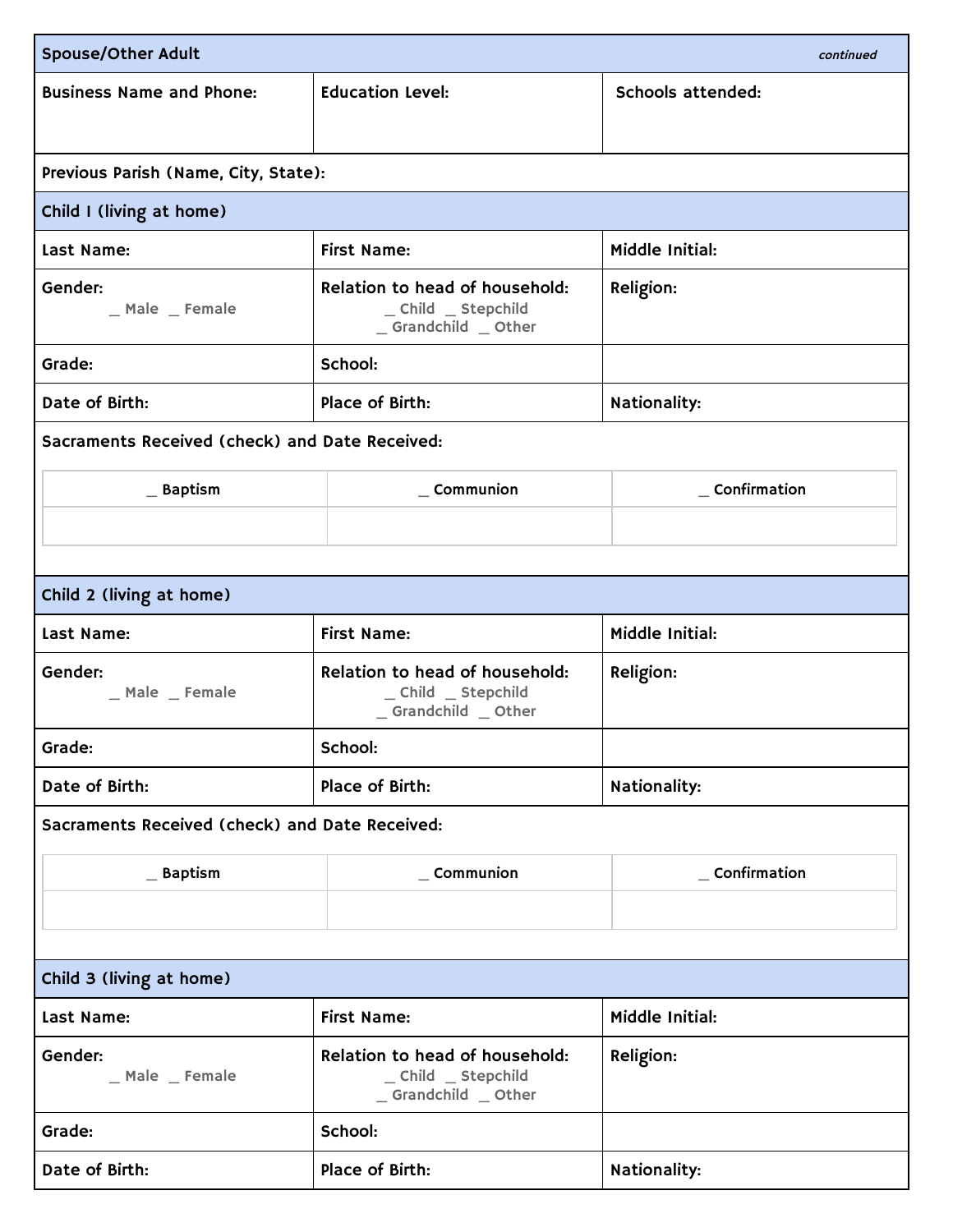## Spouse/Other Adult *continued*

| Business Name and Phone: | Education Level: | Schools attended: |
|---|---|---|
| **Previous Parish (Name, City, State):** | | |

## Child 1 (living at home)

| Last Name: | First Name: | Middle Initial: |
|---|---|---|
| **Gender:** _ Male _ Female | **Relation to head of household:** _ Child _ Stepchild _ Grandchild _ Other | **Religion:** |
| **Grade:** | **School:** | |
| **Date of Birth:** | **Place of Birth:** | **Nationality:** |

**Sacraments Received (check) and Date Received:**

| _ Baptism | _ Communion | _ Confirmation |
|---|---|---|
| | | |

## Child 2 (living at home)

| Last Name: | First Name: | Middle Initial: |
|---|---|---|
| **Gender:** _ Male _ Female | **Relation to head of household:** _ Child _ Stepchild _ Grandchild _ Other | **Religion:** |
| **Grade:** | **School:** | |
| **Date of Birth:** | **Place of Birth:** | **Nationality:** |

**Sacraments Received (check) and Date Received:**

| _ Baptism | _ Communion | _ Confirmation |
|---|---|---|
| | | |

## Child 3 (living at home)

| Last Name: | First Name: | Middle Initial: |
|---|---|---|
| **Gender:** _ Male _ Female | **Relation to head of household:** _ Child _ Stepchild _ Grandchild _ Other | **Religion:** |
| **Grade:** | **School:** | |
| **Date of Birth:** | **Place of Birth:** | **Nationality:** |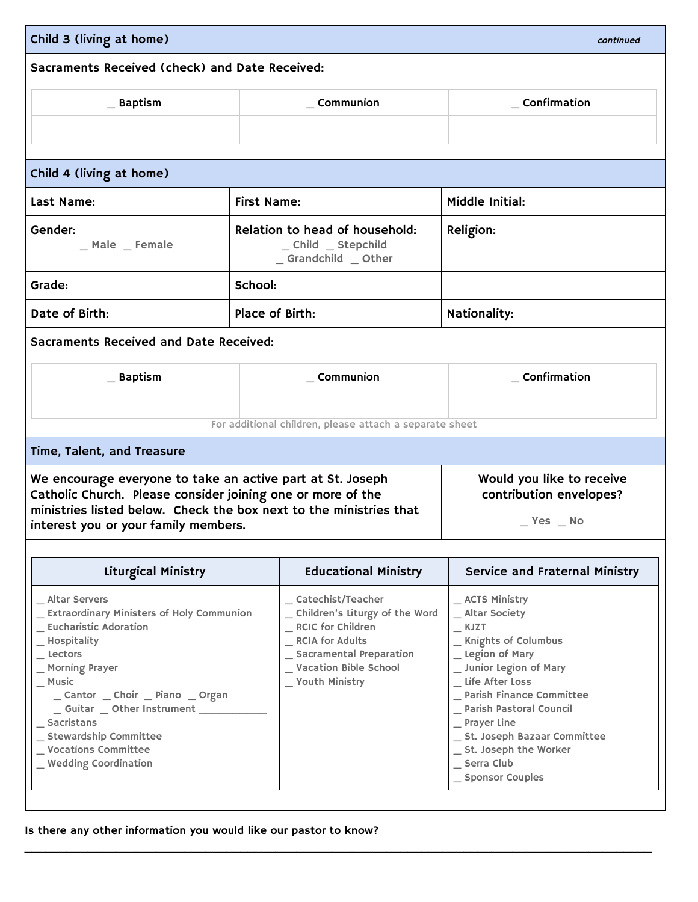## Child 3 (living at home) *continued*

**Sacraments Received (check) and Date Received:**

| _ Baptism | _ Communion | _ Confirmation |
|---|---|---|
| | | |

## Child 4 (living at home)

| Last Name: | First Name: | Middle Initial: |
|---|---|---|
| Gender: _ Male _ Female | Relation to head of household: _ Child _ Stepchild _ Grandchild _ Other | Religion: |
| Grade: | School: | |
| Date of Birth: | Place of Birth: | Nationality: |

**Sacraments Received and Date Received:**

| _ Baptism | _ Communion | _ Confirmation |
|---|---|---|
| | | |

For additional children, please attach a separate sheet

## Time, Talent, and Treasure

We encourage everyone to take an active part at St. Joseph Catholic Church. Please consider joining one or more of the ministries listed below. Check the box next to the ministries that interest you or your family members.

**Would you like to receive contribution envelopes?**

_ Yes _ No

| Liturgical Ministry | Educational Ministry | Service and Fraternal Ministry |
|---|---|---|
| _ Altar Servers | _ Catechist/Teacher | _ ACTS Ministry |
| _ Extraordinary Ministers of Holy Communion | _ Children's Liturgy of the Word | _ Altar Society |
| _ Eucharistic Adoration | _ RCIC for Children | _ KJZT |
| _ Hospitality | _ RCIA for Adults | _ Knights of Columbus |
| _ Lectors | _ Sacramental Preparation | _ Legion of Mary |
| _ Morning Prayer | _ Vacation Bible School | _ Junior Legion of Mary |
| _ Music | _ Youth Ministry | _ Life After Loss |
| _ Cantor _ Choir _ Piano _ Organ | | _ Parish Finance Committee |
| _ Guitar _ Other Instrument ____________ | | _ Parish Pastoral Council |
| _ Sacristans | | _ Prayer Line |
| _ Stewardship Committee | | _ St. Joseph Bazaar Committee |
| _ Vocations Committee | | _ St. Joseph the Worker |
| _ Wedding Coordination | | _ Serra Club |
| | | _ Sponsor Couples |

Is there any other information you would like our pastor to know?

______________________________________________________________________________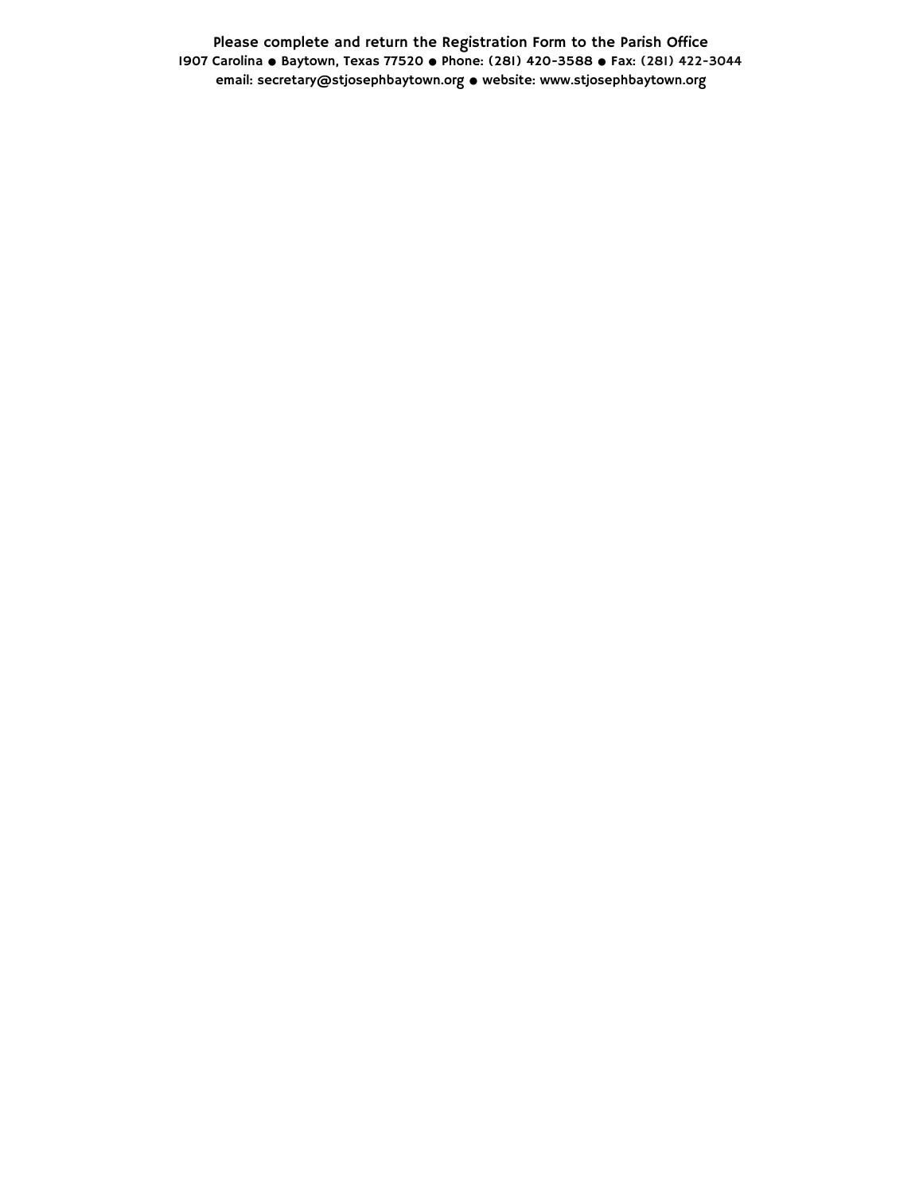Please complete and return the Registration Form to the Parish Office

1907 Carolina ● Baytown, Texas 77520 ● Phone: (281) 420-3588 ● Fax: (281) 422-3044

email: secretary@stjosephbaytown.org ● website: www.stjosephbaytown.org